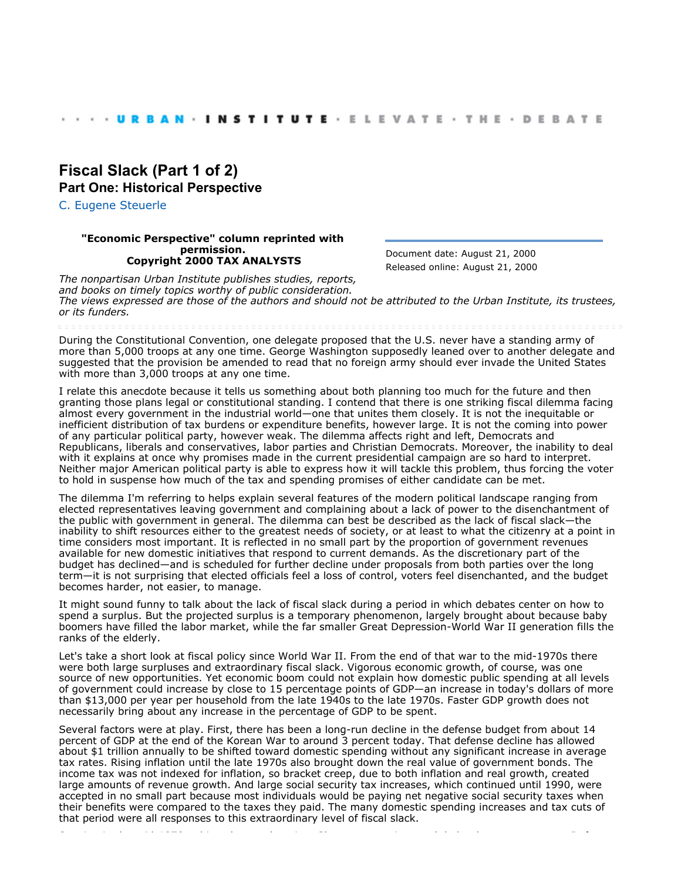· · · · URBAN · INSTITUTE · ELEVATE · THE · DEBATE

# Fiscal Slack (Part 1 of 2)

## Part One: Historical Perspective

C. Eugene Steuerle

**"Economic Perspective" column reprinted with permission.**
**Copyright 2000 TAX ANALYSTS**

Document date: August 21, 2000
Released online: August 21, 2000

*The nonpartisan Urban Institute publishes studies, reports, and books on timely topics worthy of public consideration. The views expressed are those of the authors and should not be attributed to the Urban Institute, its trustees, or its funders.*

During the Constitutional Convention, one delegate proposed that the U.S. never have a standing army of more than 5,000 troops at any one time. George Washington supposedly leaned over to another delegate and suggested that the provision be amended to read that no foreign army should ever invade the United States with more than 3,000 troops at any one time.

I relate this anecdote because it tells us something about both planning too much for the future and then granting those plans legal or constitutional standing. I contend that there is one striking fiscal dilemma facing almost every government in the industrial world—one that unites them closely. It is not the inequitable or inefficient distribution of tax burdens or expenditure benefits, however large. It is not the coming into power of any particular political party, however weak. The dilemma affects right and left, Democrats and Republicans, liberals and conservatives, labor parties and Christian Democrats. Moreover, the inability to deal with it explains at once why promises made in the current presidential campaign are so hard to interpret. Neither major American political party is able to express how it will tackle this problem, thus forcing the voter to hold in suspense how much of the tax and spending promises of either candidate can be met.

The dilemma I'm referring to helps explain several features of the modern political landscape ranging from elected representatives leaving government and complaining about a lack of power to the disenchantment of the public with government in general. The dilemma can best be described as the lack of fiscal slack—the inability to shift resources either to the greatest needs of society, or at least to what the citizenry at a point in time considers most important. It is reflected in no small part by the proportion of government revenues available for new domestic initiatives that respond to current demands. As the discretionary part of the budget has declined—and is scheduled for further decline under proposals from both parties over the long term—it is not surprising that elected officials feel a loss of control, voters feel disenchanted, and the budget becomes harder, not easier, to manage.

It might sound funny to talk about the lack of fiscal slack during a period in which debates center on how to spend a surplus. But the projected surplus is a temporary phenomenon, largely brought about because baby boomers have filled the labor market, while the far smaller Great Depression-World War II generation fills the ranks of the elderly.

Let's take a short look at fiscal policy since World War II. From the end of that war to the mid-1970s there were both large surpluses and extraordinary fiscal slack. Vigorous economic growth, of course, was one source of new opportunities. Yet economic boom could not explain how domestic public spending at all levels of government could increase by close to 15 percentage points of GDP—an increase in today's dollars of more than $13,000 per year per household from the late 1940s to the late 1970s. Faster GDP growth does not necessarily bring about any increase in the percentage of GDP to be spent.

Several factors were at play. First, there has been a long-run decline in the defense budget from about 14 percent of GDP at the end of the Korean War to around 3 percent today. That defense decline has allowed about $1 trillion annually to be shifted toward domestic spending without any significant increase in average tax rates. Rising inflation until the late 1970s also brought down the real value of government bonds. The income tax was not indexed for inflation, so bracket creep, due to both inflation and real growth, created large amounts of revenue growth. And large social security tax increases, which continued until 1990, were accepted in no small part because most individuals would be paying net negative social security taxes when their benefits were compared to the taxes they paid. The many domestic spending increases and tax cuts of that period were all responses to this extraordinary level of fiscal slack.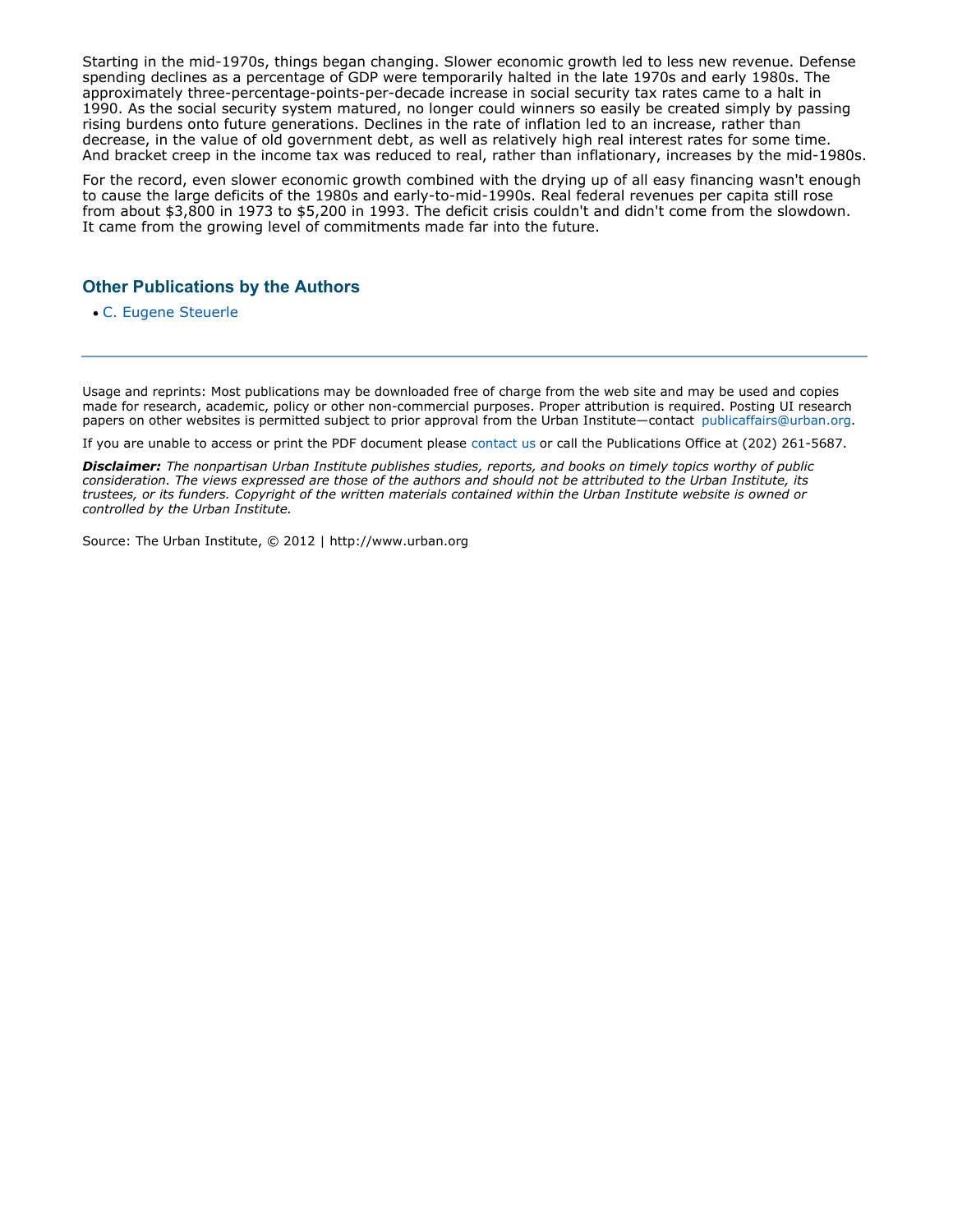Starting in the mid-1970s, things began changing. Slower economic growth led to less new revenue. Defense spending declines as a percentage of GDP were temporarily halted in the late 1970s and early 1980s. The approximately three-percentage-points-per-decade increase in social security tax rates came to a halt in 1990. As the social security system matured, no longer could winners so easily be created simply by passing rising burdens onto future generations. Declines in the rate of inflation led to an increase, rather than decrease, in the value of old government debt, as well as relatively high real interest rates for some time. And bracket creep in the income tax was reduced to real, rather than inflationary, increases by the mid-1980s.

For the record, even slower economic growth combined with the drying up of all easy financing wasn't enough to cause the large deficits of the 1980s and early-to-mid-1990s. Real federal revenues per capita still rose from about $3,800 in 1973 to $5,200 in 1993. The deficit crisis couldn't and didn't come from the slowdown. It came from the growing level of commitments made far into the future.

## Other Publications by the Authors

- C. Eugene Steuerle

---

Usage and reprints: Most publications may be downloaded free of charge from the web site and may be used and copies made for research, academic, policy or other non-commercial purposes. Proper attribution is required. Posting UI research papers on other websites is permitted subject to prior approval from the Urban Institute—contact publicaffairs@urban.org.

If you are unable to access or print the PDF document please contact us or call the Publications Office at (202) 261-5687.

***Disclaimer:*** *The nonpartisan Urban Institute publishes studies, reports, and books on timely topics worthy of public consideration. The views expressed are those of the authors and should not be attributed to the Urban Institute, its trustees, or its funders. Copyright of the written materials contained within the Urban Institute website is owned or controlled by the Urban Institute.*

Source: The Urban Institute, © 2012 | http://www.urban.org